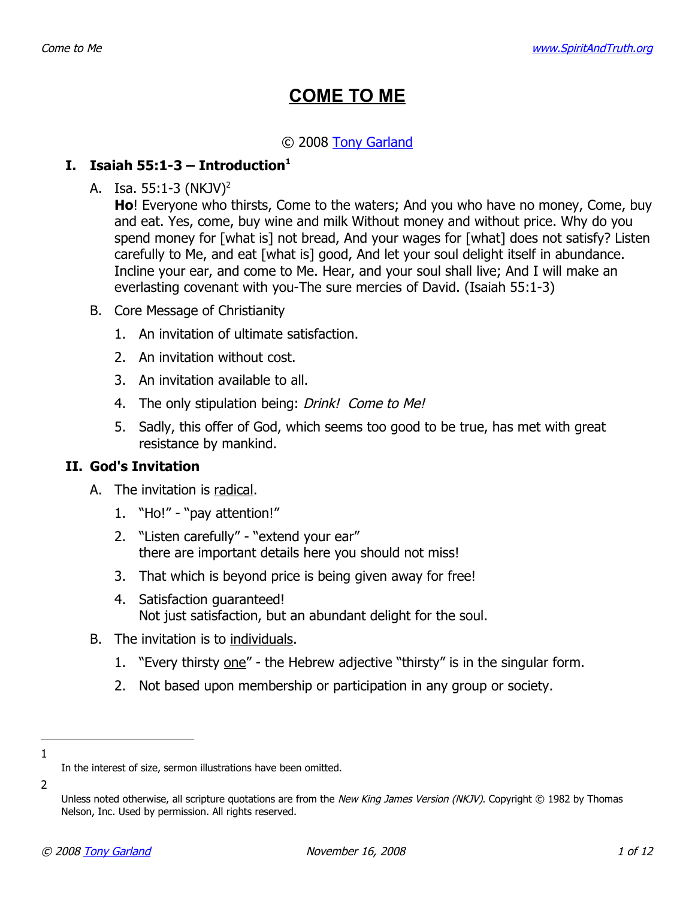# COME TO ME

© 2008 Tony Garland

## I. Isaiah 55:1-3 – Introduction[1]

A. Isa. 55:1-3 (NKJV)[2]

**Ho**! Everyone who thirsts, Come to the waters; And you who have no money, Come, buy and eat. Yes, come, buy wine and milk Without money and without price. Why do you spend money for [what is] not bread, And your wages for [what] does not satisfy? Listen carefully to Me, and eat [what is] good, And let your soul delight itself in abundance. Incline your ear, and come to Me. Hear, and your soul shall live; And I will make an everlasting covenant with you-The sure mercies of David. (Isaiah 55:1-3)

B. Core Message of Christianity

1. An invitation of ultimate satisfaction.
2. An invitation without cost.
3. An invitation available to all.
4. The only stipulation being: *Drink! Come to Me!*
5. Sadly, this offer of God, which seems too good to be true, has met with great resistance by mankind.

## II. God's Invitation

A. The invitation is <u>radical</u>.

1. "Ho!" - "pay attention!"
2. "Listen carefully" - "extend your ear"
   there are important details here you should not miss!
3. That which is beyond price is being given away for free!
4. Satisfaction guaranteed!
   Not just satisfaction, but an abundant delight for the soul.

B. The invitation is to <u>individuals</u>.

1. "Every thirsty <u>one</u>" - the Hebrew adjective "thirsty" is in the singular form.
2. Not based upon membership or participation in any group or society.

---

[1] In the interest of size, sermon illustrations have been omitted.

[2] Unless noted otherwise, all scripture quotations are from the *New King James Version (NKJV)*. Copyright © 1982 by Thomas Nelson, Inc. Used by permission. All rights reserved.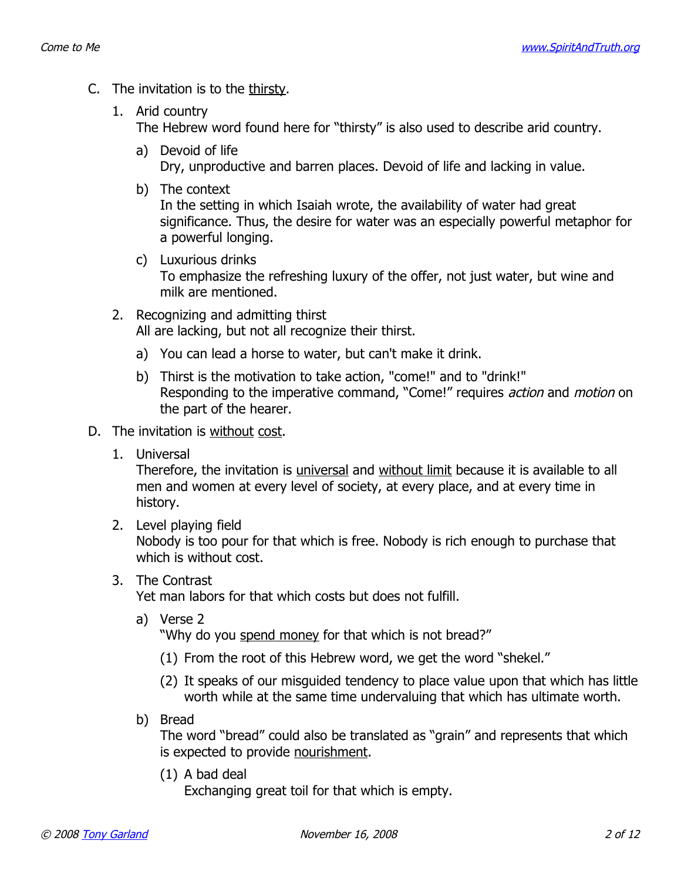C. The invitation is to the <u>thirsty</u>.

   1. Arid country
      The Hebrew word found here for "thirsty" is also used to describe arid country.

      a) Devoid of life
         Dry, unproductive and barren places. Devoid of life and lacking in value.

      b) The context
         In the setting in which Isaiah wrote, the availability of water had great significance. Thus, the desire for water was an especially powerful metaphor for a powerful longing.

      c) Luxurious drinks
         To emphasize the refreshing luxury of the offer, not just water, but wine and milk are mentioned.

   2. Recognizing and admitting thirst
      All are lacking, but not all recognize their thirst.

      a) You can lead a horse to water, but can't make it drink.

      b) Thirst is the motivation to take action, "come!" and to "drink!"
         Responding to the imperative command, "Come!" requires *action* and *motion* on the part of the hearer.

D. The invitation is <u>without</u> <u>cost</u>.

   1. Universal
      Therefore, the invitation is <u>universal</u> and <u>without limit</u> because it is available to all men and women at every level of society, at every place, and at every time in history.

   2. Level playing field
      Nobody is too pour for that which is free. Nobody is rich enough to purchase that which is without cost.

   3. The Contrast
      Yet man labors for that which costs but does not fulfill.

      a) Verse 2
         "Why do you <u>spend money</u> for that which is not bread?"

         (1) From the root of this Hebrew word, we get the word "shekel."

         (2) It speaks of our misguided tendency to place value upon that which has little worth while at the same time undervaluing that which has ultimate worth.

      b) Bread
         The word "bread" could also be translated as "grain" and represents that which is expected to provide <u>nourishment</u>.

         (1) A bad deal
             Exchanging great toil for that which is empty.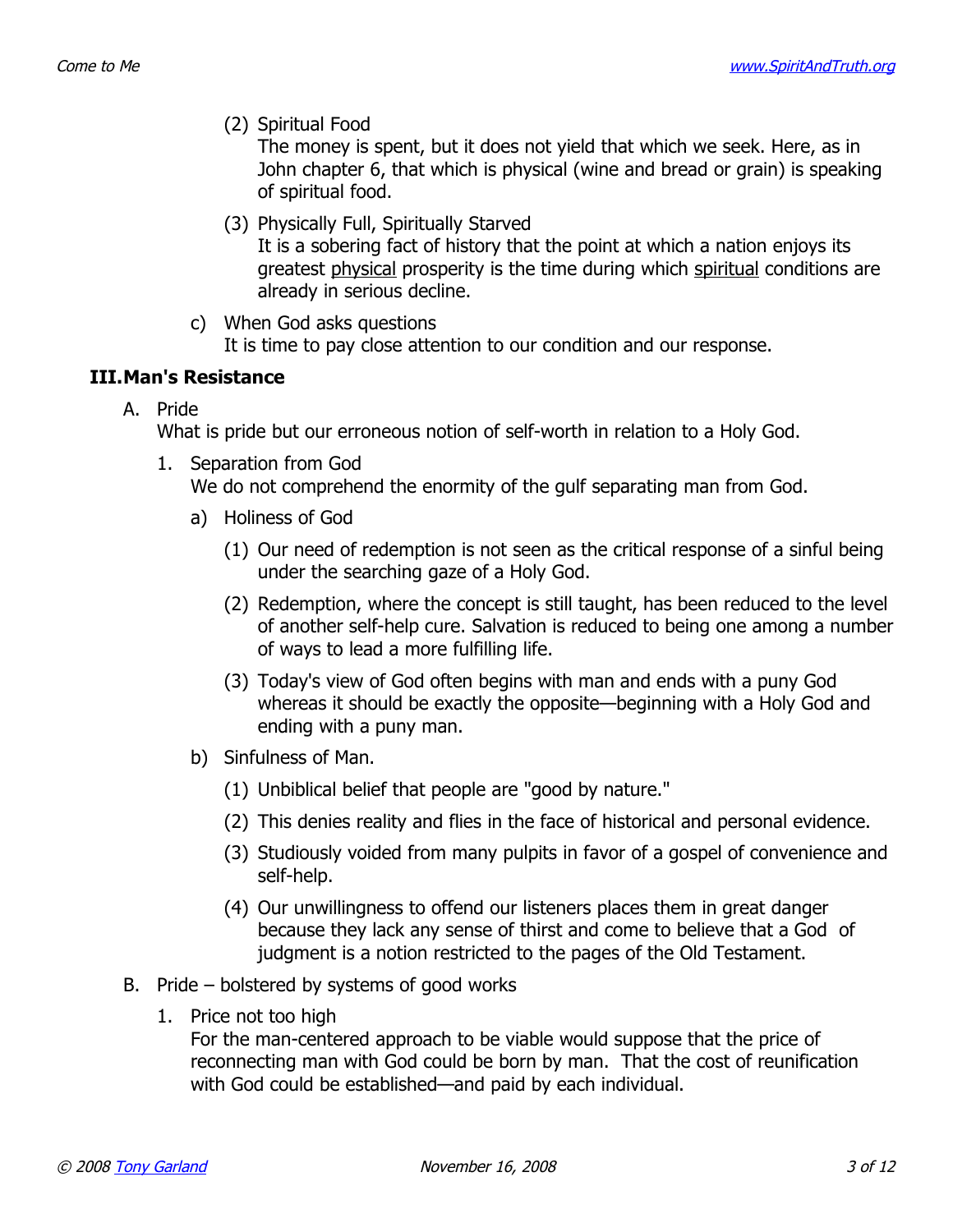(2) Spiritual Food

The money is spent, but it does not yield that which we seek. Here, as in John chapter 6, that which is physical (wine and bread or grain) is speaking of spiritual food.

(3) Physically Full, Spiritually Starved

It is a sobering fact of history that the point at which a nation enjoys its greatest <u>physical</u> prosperity is the time during which <u>spiritual</u> conditions are already in serious decline.

c) When God asks questions

It is time to pay close attention to our condition and our response.

## III. Man's Resistance

A. Pride

What is pride but our erroneous notion of self-worth in relation to a Holy God.

1. Separation from God

We do not comprehend the enormity of the gulf separating man from God.

a) Holiness of God

(1) Our need of redemption is not seen as the critical response of a sinful being under the searching gaze of a Holy God.

(2) Redemption, where the concept is still taught, has been reduced to the level of another self-help cure. Salvation is reduced to being one among a number of ways to lead a more fulfilling life.

(3) Today's view of God often begins with man and ends with a puny God whereas it should be exactly the opposite—beginning with a Holy God and ending with a puny man.

b) Sinfulness of Man.

(1) Unbiblical belief that people are "good by nature."

(2) This denies reality and flies in the face of historical and personal evidence.

(3) Studiously voided from many pulpits in favor of a gospel of convenience and self-help.

(4) Our unwillingness to offend our listeners places them in great danger because they lack any sense of thirst and come to believe that a God of judgment is a notion restricted to the pages of the Old Testament.

B. Pride – bolstered by systems of good works

1. Price not too high

For the man-centered approach to be viable would suppose that the price of reconnecting man with God could be born by man. That the cost of reunification with God could be established—and paid by each individual.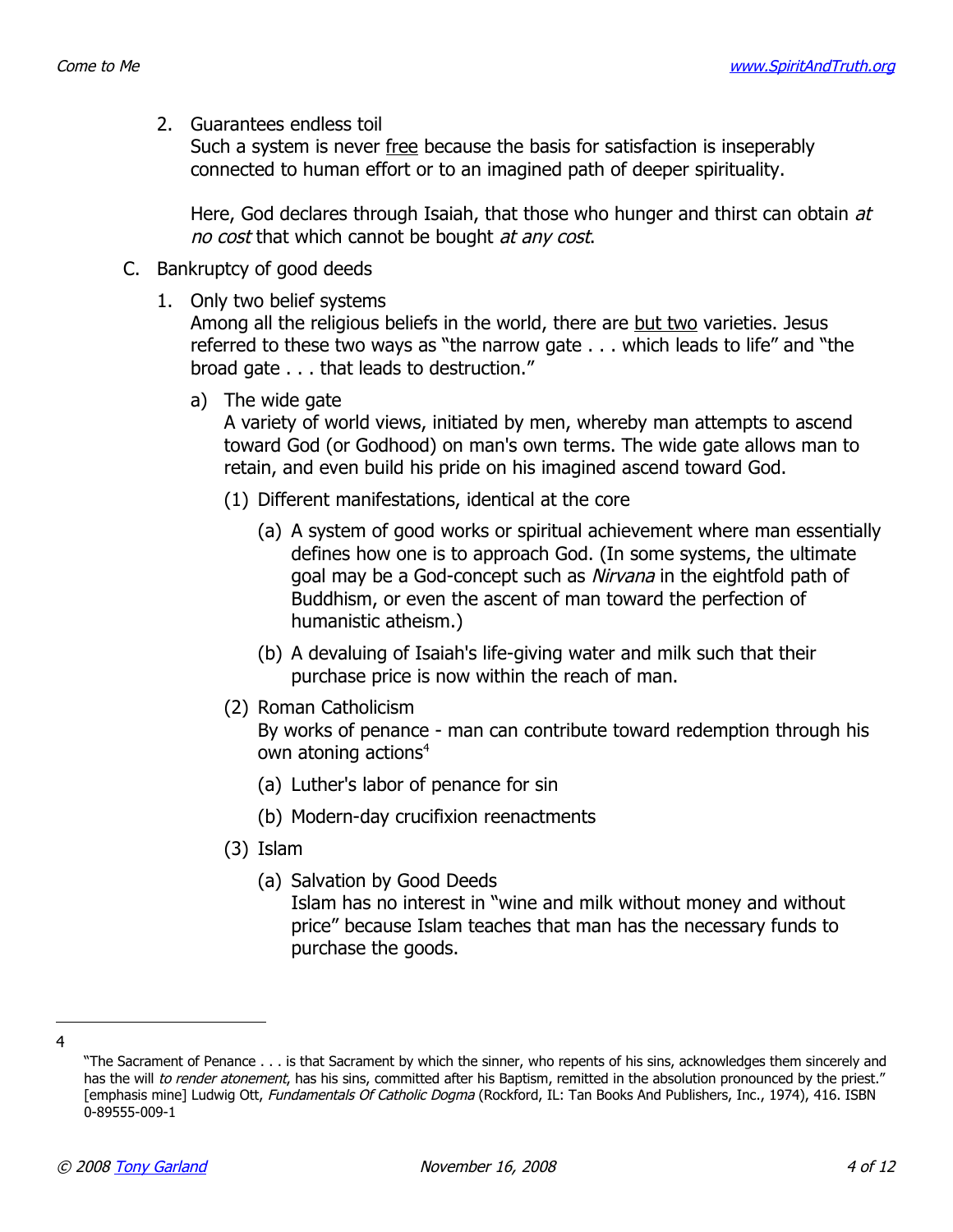2. Guarantees endless toil
   Such a system is never <u>free</u> because the basis for satisfaction is inseperably connected to human effort or to an imagined path of deeper spirituality.

   Here, God declares through Isaiah, that those who hunger and thirst can obtain *at no cost* that which cannot be bought *at any cost*.

C. Bankruptcy of good deeds

1. Only two belief systems
   Among all the religious beliefs in the world, there are <u>but two</u> varieties. Jesus referred to these two ways as "the narrow gate . . . which leads to life" and "the broad gate . . . that leads to destruction."

   a) The wide gate
      A variety of world views, initiated by men, whereby man attempts to ascend toward God (or Godhood) on man's own terms. The wide gate allows man to retain, and even build his pride on his imagined ascend toward God.

      (1) Different manifestations, identical at the core

         (a) A system of good works or spiritual achievement where man essentially defines how one is to approach God. (In some systems, the ultimate goal may be a God-concept such as *Nirvana* in the eightfold path of Buddhism, or even the ascent of man toward the perfection of humanistic atheism.)

         (b) A devaluing of Isaiah's life-giving water and milk such that their purchase price is now within the reach of man.

      (2) Roman Catholicism
         By works of penance - man can contribute toward redemption through his own atoning actions[4]

         (a) Luther's labor of penance for sin

         (b) Modern-day crucifixion reenactments

      (3) Islam

         (a) Salvation by Good Deeds
            Islam has no interest in "wine and milk without money and without price" because Islam teaches that man has the necessary funds to purchase the goods.

---

[4] "The Sacrament of Penance . . . is that Sacrament by which the sinner, who repents of his sins, acknowledges them sincerely and has the will *to render atonement*, has his sins, committed after his Baptism, remitted in the absolution pronounced by the priest." [emphasis mine] Ludwig Ott, *Fundamentals Of Catholic Dogma* (Rockford, IL: Tan Books And Publishers, Inc., 1974), 416. ISBN 0-89555-009-1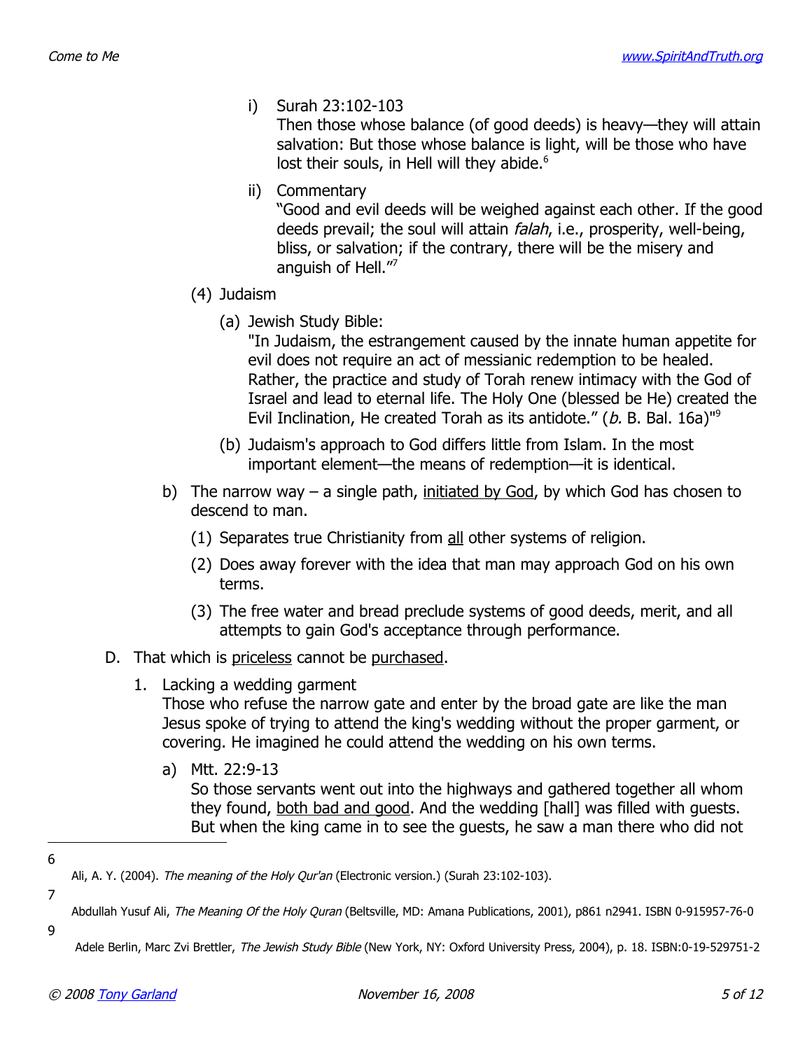i) Surah 23:102-103
Then those whose balance (of good deeds) is heavy—they will attain salvation: But those whose balance is light, will be those who have lost their souls, in Hell will they abide.[6]

ii) Commentary
"Good and evil deeds will be weighed against each other. If the good deeds prevail; the soul will attain *falah*, i.e., prosperity, well-being, bliss, or salvation; if the contrary, there will be the misery and anguish of Hell."[7]

(4) Judaism

(a) Jewish Study Bible:
"In Judaism, the estrangement caused by the innate human appetite for evil does not require an act of messianic redemption to be healed. Rather, the practice and study of Torah renew intimacy with the God of Israel and lead to eternal life. The Holy One (blessed be He) created the Evil Inclination, He created Torah as its antidote." (*b.* B. Bal. 16a)"[9]

(b) Judaism's approach to God differs little from Islam. In the most important element—the means of redemption—it is identical.

b) The narrow way – a single path, <u>initiated by God</u>, by which God has chosen to descend to man.

(1) Separates true Christianity from <u>all</u> other systems of religion.

(2) Does away forever with the idea that man may approach God on his own terms.

(3) The free water and bread preclude systems of good deeds, merit, and all attempts to gain God's acceptance through performance.

D. That which is <u>priceless</u> cannot be <u>purchased</u>.

1. Lacking a wedding garment
Those who refuse the narrow gate and enter by the broad gate are like the man Jesus spoke of trying to attend the king's wedding without the proper garment, or covering. He imagined he could attend the wedding on his own terms.

a) Mtt. 22:9-13
So those servants went out into the highways and gathered together all whom they found, <u>both bad and good</u>. And the wedding [hall] was filled with guests. But when the king came in to see the guests, he saw a man there who did not

---

[6] Ali, A. Y. (2004). *The meaning of the Holy Qur'an* (Electronic version.) (Surah 23:102-103).

[7] Abdullah Yusuf Ali, *The Meaning Of the Holy Quran* (Beltsville, MD: Amana Publications, 2001), p861 n2941. ISBN 0-915957-76-0

[9] Adele Berlin, Marc Zvi Brettler, *The Jewish Study Bible* (New York, NY: Oxford University Press, 2004), p. 18. ISBN:0-19-529751-2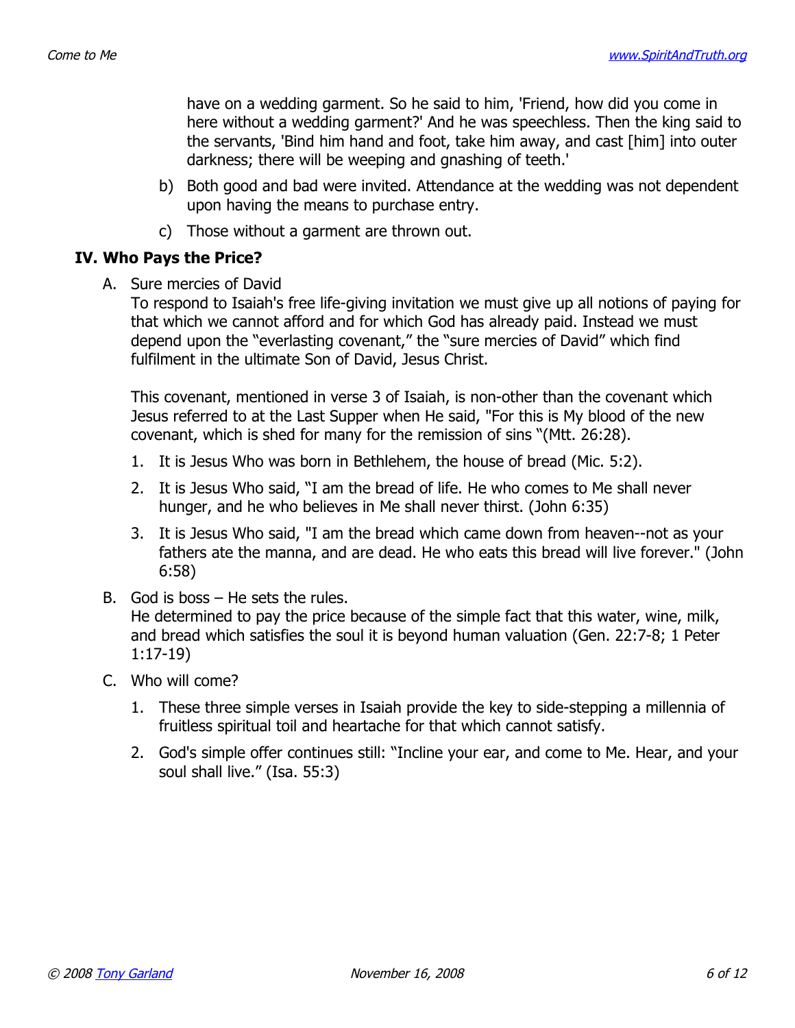have on a wedding garment. So he said to him, 'Friend, how did you come in here without a wedding garment?' And he was speechless. Then the king said to the servants, 'Bind him hand and foot, take him away, and cast [him] into outer darkness; there will be weeping and gnashing of teeth.'

b) Both good and bad were invited. Attendance at the wedding was not dependent upon having the means to purchase entry.

c) Those without a garment are thrown out.

## IV. Who Pays the Price?

A. Sure mercies of David

To respond to Isaiah's free life-giving invitation we must give up all notions of paying for that which we cannot afford and for which God has already paid. Instead we must depend upon the "everlasting covenant," the "sure mercies of David" which find fulfilment in the ultimate Son of David, Jesus Christ.

This covenant, mentioned in verse 3 of Isaiah, is non-other than the covenant which Jesus referred to at the Last Supper when He said, "For this is My blood of the new covenant, which is shed for many for the remission of sins "(Mtt. 26:28).

1. It is Jesus Who was born in Bethlehem, the house of bread (Mic. 5:2).
2. It is Jesus Who said, "I am the bread of life. He who comes to Me shall never hunger, and he who believes in Me shall never thirst. (John 6:35)
3. It is Jesus Who said, "I am the bread which came down from heaven--not as your fathers ate the manna, and are dead. He who eats this bread will live forever." (John 6:58)

B. God is boss – He sets the rules.

He determined to pay the price because of the simple fact that this water, wine, milk, and bread which satisfies the soul it is beyond human valuation (Gen. 22:7-8; 1 Peter 1:17-19)

C. Who will come?

1. These three simple verses in Isaiah provide the key to side-stepping a millennia of fruitless spiritual toil and heartache for that which cannot satisfy.
2. God's simple offer continues still: "Incline your ear, and come to Me. Hear, and your soul shall live." (Isa. 55:3)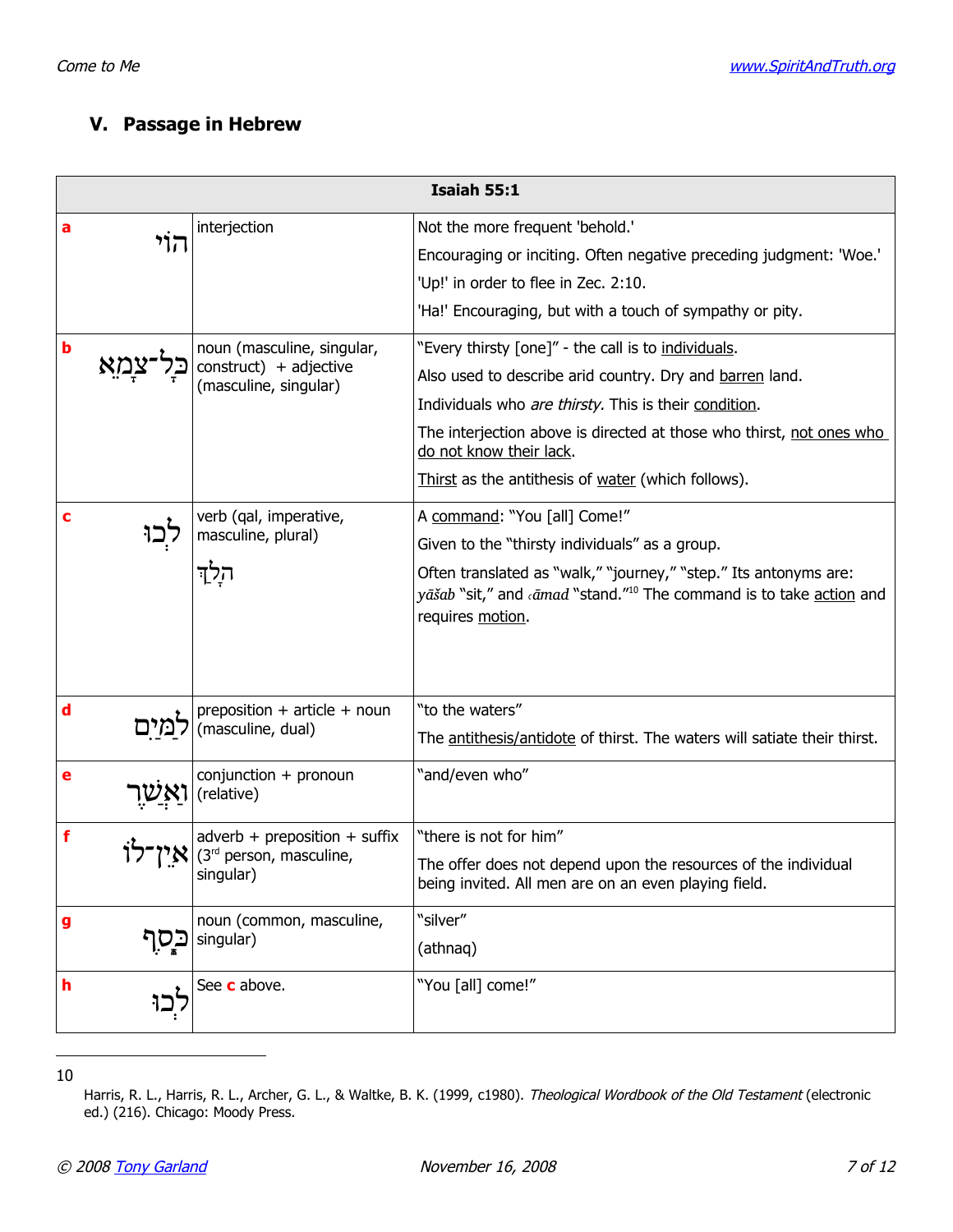## V. Passage in Hebrew

| Isaiah 55:1 | | | |
|---|---|---|---|
| **a** | הוֹי | interjection | Not the more frequent 'behold.'<br>Encouraging or inciting. Often negative preceding judgment: 'Woe.'<br>'Up!' in order to flee in Zec. 2:10.<br>'Ha!' Encouraging, but with a touch of sympathy or pity. |
| **b** | כָּל־צָמֵא | noun (masculine, singular, construct) + adjective (masculine, singular) | "Every thirsty [one]" - the call is to individuals.<br>Also used to describe arid country. Dry and barren land.<br>Individuals who *are thirsty.* This is their condition.<br>The interjection above is directed at those who thirst, not ones who do not know their lack.<br>Thirst as the antithesis of water (which follows). |
| **c** | לְכוּ | verb (qal, imperative, masculine, plural)<br>הָלַךְ | A command: "You [all] Come!"<br>Given to the "thirsty individuals" as a group.<br>Often translated as "walk," "journey," "step." Its antonyms are: *yāšab* "sit," and *ʿāmad* "stand."[10] The command is to take action and requires motion. |
| **d** | לַמַּיִם | preposition + article + noun (masculine, dual) | "to the waters"<br>The antithesis/antidote of thirst. The waters will satiate their thirst. |
| **e** | וַאֲשֶׁר | conjunction + pronoun (relative) | "and/even who" |
| **f** | אֵין־לוֹ | adverb + preposition + suffix (3rd person, masculine, singular) | "there is not for him"<br>The offer does not depend upon the resources of the individual being invited. All men are on an even playing field. |
| **g** | כָּסֶף | noun (common, masculine, singular) | "silver"<br>(athnaq) |
| **h** | לְכוּ | See **c** above. | "You [all] come!" |

---

10 Harris, R. L., Harris, R. L., Archer, G. L., & Waltke, B. K. (1999, c1980). *Theological Wordbook of the Old Testament* (electronic ed.) (216). Chicago: Moody Press.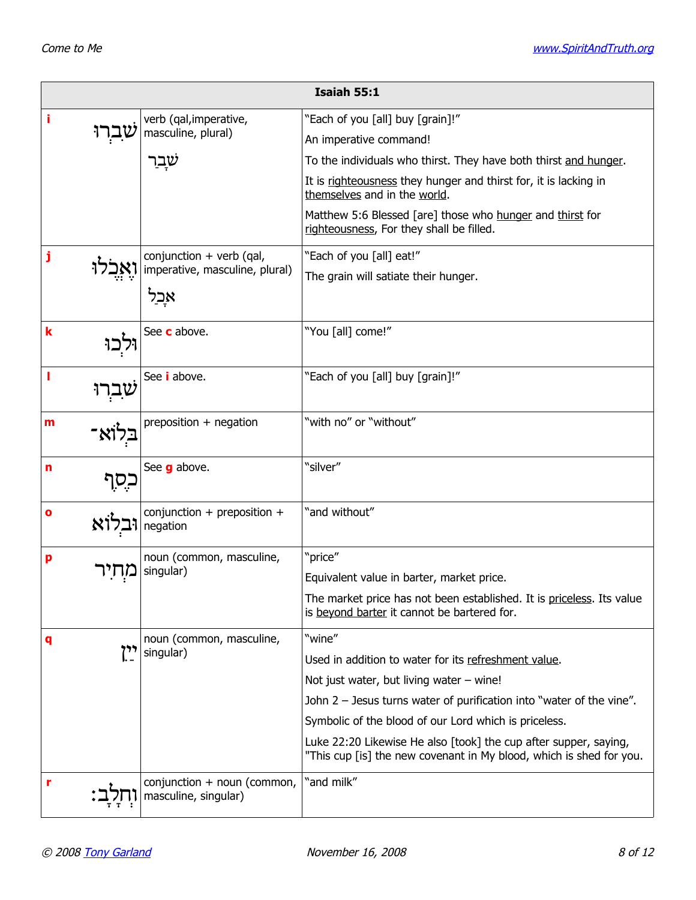| Isaiah 55:1 | | | |
|---|---|---|---|
| **i** | שִׁבְרוּ | verb (qal,imperative, masculine, plural)<br>שָׁבַר | "Each of you [all] buy [grain]!"<br>An imperative command!<br>To the individuals who thirst. They have both thirst and hunger.<br>It is righteousness they hunger and thirst for, it is lacking in themselves and in the world.<br>Matthew 5:6 Blessed [are] those who hunger and thirst for righteousness, For they shall be filled. |
| **j** | וֶאֱכֹלוּ | conjunction + verb (qal, imperative, masculine, plural)<br>אָכַל | "Each of you [all] eat!"<br>The grain will satiate their hunger. |
| **k** | וּלְכוּ | See **c** above. | "You [all] come!" |
| **l** | שִׁבְרוּ | See **i** above. | "Each of you [all] buy [grain]!" |
| **m** | בְּלוֹא־ | preposition + negation | "with no" or "without" |
| **n** | כֶסֶף | See **g** above. | "silver" |
| **o** | וּבְלוֹא | conjunction + preposition + negation | "and without" |
| **p** | מְחִיר | noun (common, masculine, singular) | "price"<br>Equivalent value in barter, market price.<br>The market price has not been established. It is priceless. Its value is beyond barter it cannot be bartered for. |
| **q** | יַיִן | noun (common, masculine, singular) | "wine"<br>Used in addition to water for its refreshment value.<br>Not just water, but living water – wine!<br>John 2 – Jesus turns water of purification into "water of the vine".<br>Symbolic of the blood of our Lord which is priceless.<br>Luke 22:20 Likewise He also [took] the cup after supper, saying, "This cup [is] the new covenant in My blood, which is shed for you. |
| **r** | וְחָלָב׃ | conjunction + noun (common, masculine, singular) | "and milk" |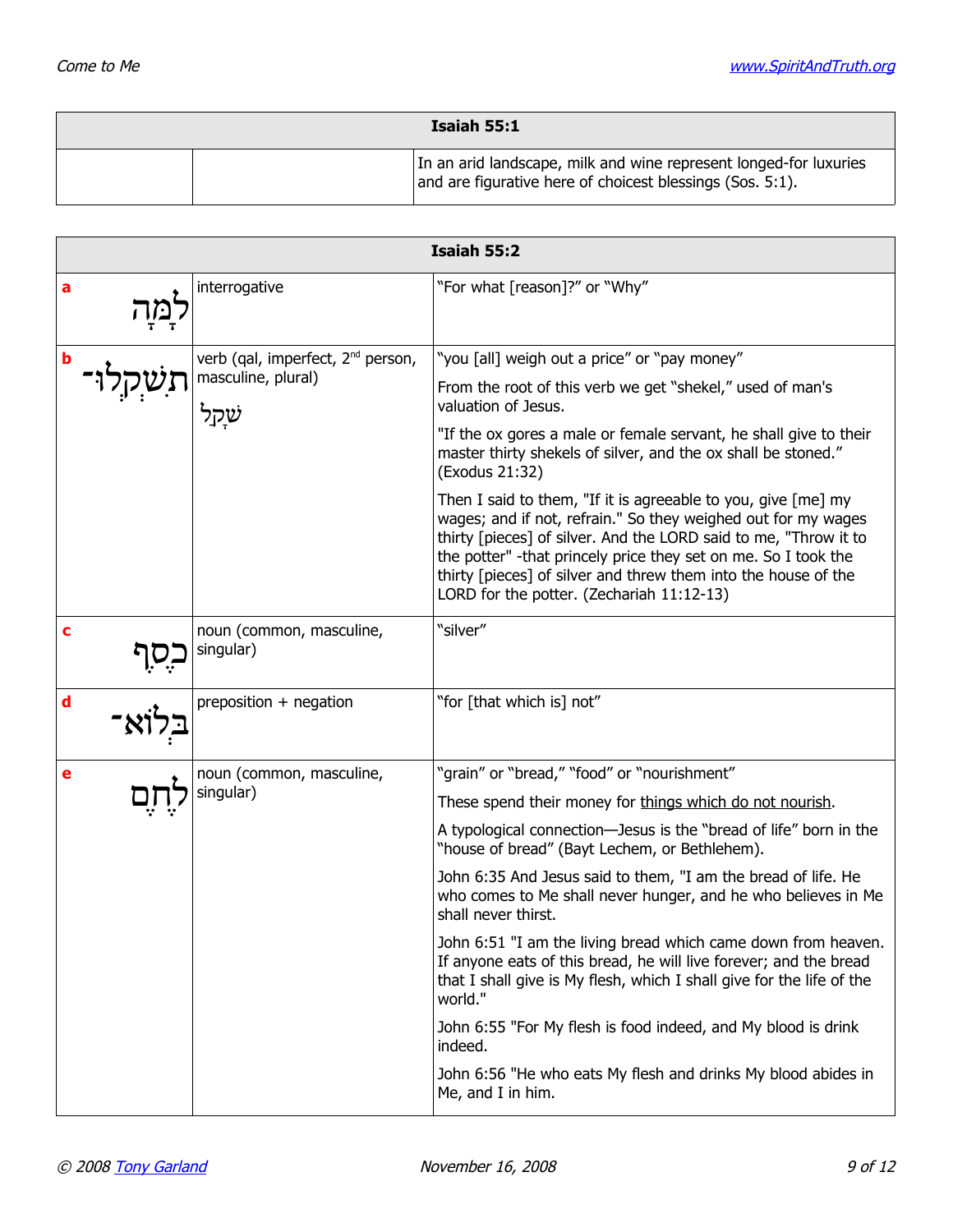| Isaiah 55:1 | | |
|---|---|---|
| | | In an arid landscape, milk and wine represent longed-for luxuries and are figurative here of choicest blessings (Sos. 5:1). |

| Isaiah 55:2 | | |
|---|---|---|
| **a** לָמָּה | interrogative | "For what [reason]?" or "Why" |
| **b** תִשְׁקְלוּ־ | verb (qal, imperfect, 2nd person, masculine, plural) שָׁקַל | "you [all] weigh out a price" or "pay money"<br><br>From the root of this verb we get "shekel," used of man's valuation of Jesus.<br><br>"If the ox gores a male or female servant, he shall give to their master thirty shekels of silver, and the ox shall be stoned." (Exodus 21:32)<br><br>Then I said to them, "If it is agreeable to you, give [me] my wages; and if not, refrain." So they weighed out for my wages thirty [pieces] of silver. And the LORD said to me, "Throw it to the potter" -that princely price they set on me. So I took the thirty [pieces] of silver and threw them into the house of the LORD for the potter. (Zechariah 11:12-13) |
| **c** כֶסֶף | noun (common, masculine, singular) | "silver" |
| **d** בְּלוֹא־ | preposition + negation | "for [that which is] not" |
| **e** לֶחֶם | noun (common, masculine, singular) | "grain" or "bread," "food" or "nourishment"<br><br>These spend their money for things which do not nourish.<br><br>A typological connection—Jesus is the "bread of life" born in the "house of bread" (Bayt Lechem, or Bethlehem).<br><br>John 6:35 And Jesus said to them, "I am the bread of life. He who comes to Me shall never hunger, and he who believes in Me shall never thirst.<br><br>John 6:51 "I am the living bread which came down from heaven. If anyone eats of this bread, he will live forever; and the bread that I shall give is My flesh, which I shall give for the life of the world."<br><br>John 6:55 "For My flesh is food indeed, and My blood is drink indeed.<br><br>John 6:56 "He who eats My flesh and drinks My blood abides in Me, and I in him. |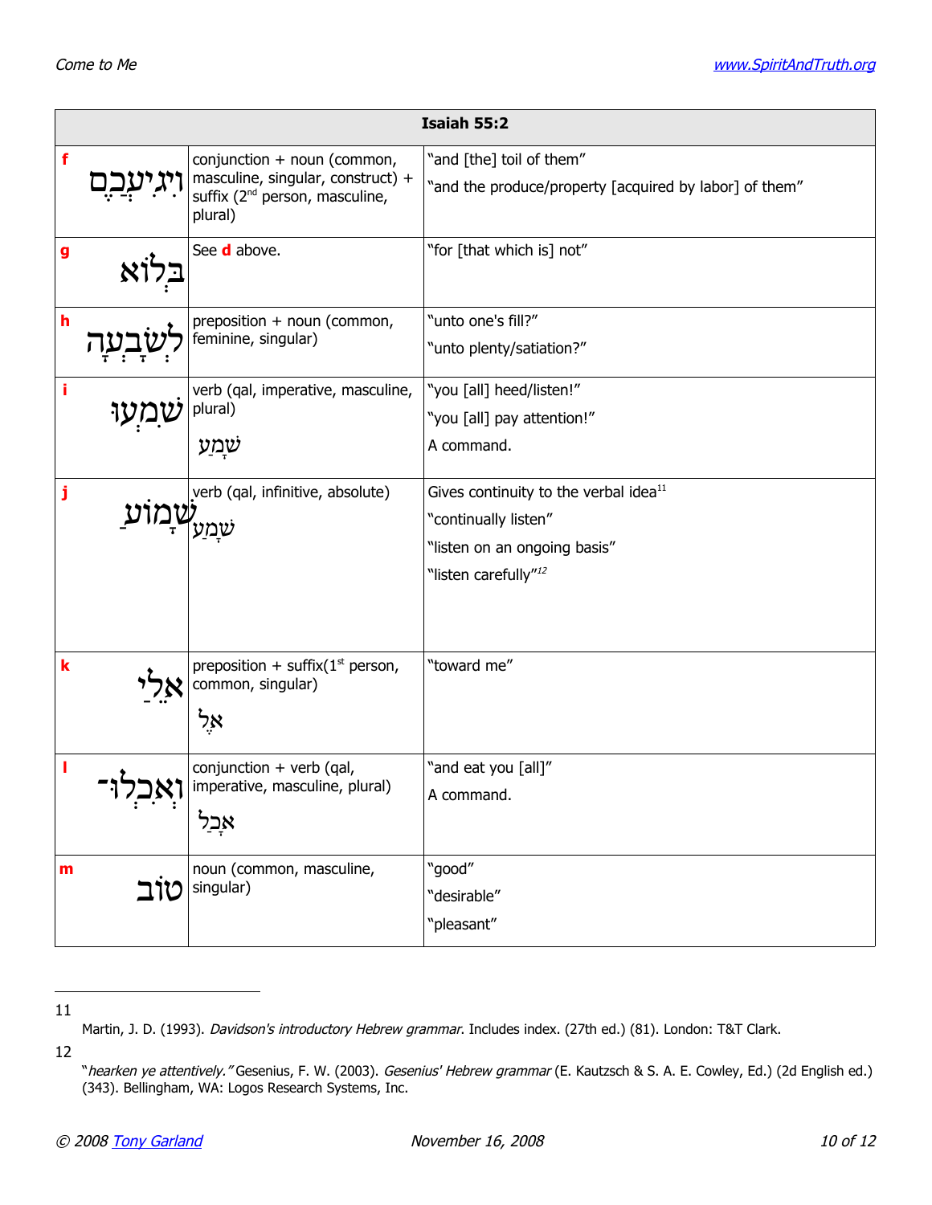| Isaiah 55:2 | | |
|---|---|---|
| **f** וִֽיגִיעֲכֶ֖ם | conjunction + noun (common, masculine, singular, construct) + suffix (2nd person, masculine, plural) | "and [the] toil of them" "and the produce/property [acquired by labor] of them" |
| **g** בְּל֣וֹא | See **d** above. | "for [that which is] not" |
| **h** לְשָׂבְעָ֑ה | preposition + noun (common, feminine, singular) | "unto one's fill?" "unto plenty/satiation?" |
| **i** שִׁמְע֨וּ | verb (qal, imperative, masculine, plural) שָׁמַע | "you [all] heed/listen!" "you [all] pay attention!" A command. |
| **j** שָׁמ֤וֹעַ | verb (qal, infinitive, absolute) שָׁמַע | Gives continuity to the verbal idea[11] "continually listen" "listen on an ongoing basis" "listen carefully"[12] |
| **k** אֵלַי֙ | preposition + suffix(1st person, common, singular) אֶל | "toward me" |
| **l** וְאִכְלוּ־ | conjunction + verb (qal, imperative, masculine, plural) אָכַל | "and eat you [all]" A command. |
| **m** ט֔וֹב | noun (common, masculine, singular) | "good" "desirable" "pleasant" |

---

11 Martin, J. D. (1993). *Davidson's introductory Hebrew grammar*. Includes index. (27th ed.) (81). London: T&T Clark.

12 "*hearken ye attentively.*" Gesenius, F. W. (2003). *Gesenius' Hebrew grammar* (E. Kautzsch & S. A. E. Cowley, Ed.) (2d English ed.) (343). Bellingham, WA: Logos Research Systems, Inc.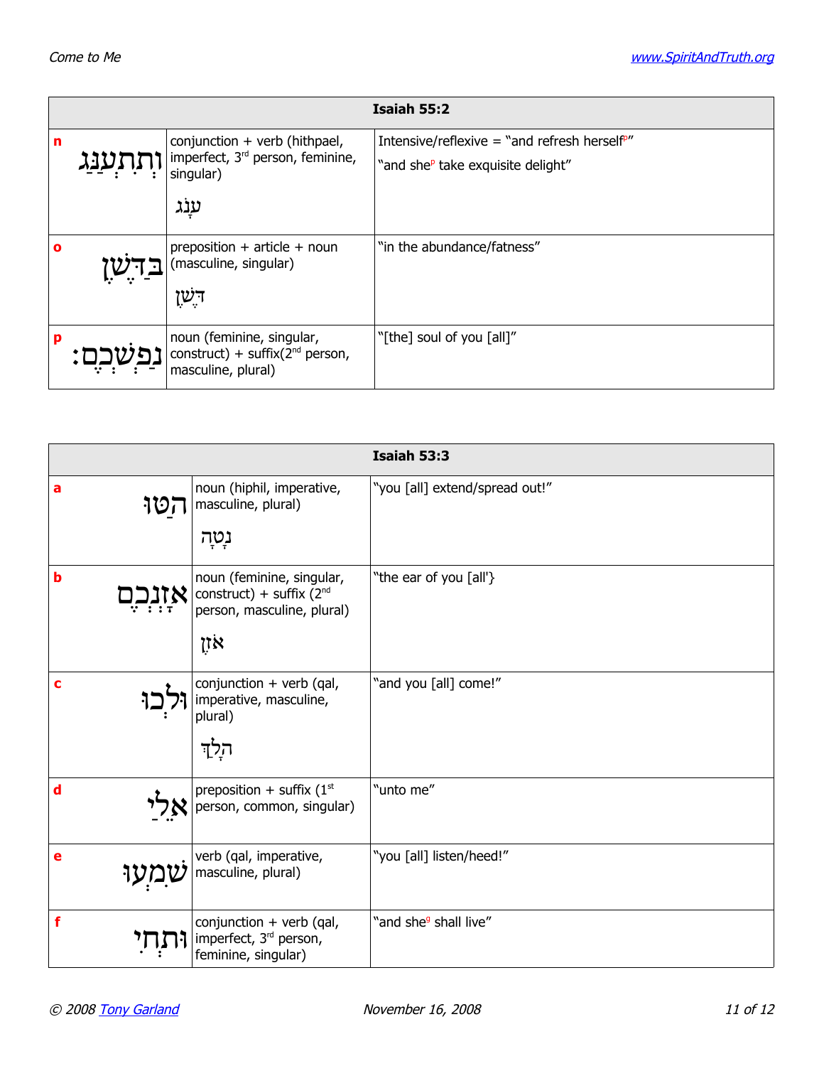| Isaiah 55:2 | | | |
|---|---|---|---|
| n | וְתִתְעַנַּג | conjunction + verb (hithpael, imperfect, 3rd person, feminine, singular)<br><br>עָנַג | Intensive/reflexive = "and refresh herself[p]"<br>"and she[p] take exquisite delight" |
| o | בַּדֶּשֶׁן | preposition + article + noun (masculine, singular)<br><br>דֶּשֶׁן | "in the abundance/fatness" |
| p | נַפְשְׁכֶם׃ | noun (feminine, singular, construct) + suffix(2nd person, masculine, plural) | "[the] soul of you [all]" |

| Isaiah 53:3 | | | |
|---|---|---|---|
| a | הַטּוּ | noun (hiphil, imperative, masculine, plural)<br><br>נָטָה | "you [all] extend/spread out!" |
| b | אָזְנְכֶם | noun (feminine, singular, construct) + suffix (2nd person, masculine, plural)<br><br>אֹזֶן | "the ear of you [all'} |
| c | וּלְכוּ | conjunction + verb (qal, imperative, masculine, plural)<br><br>הָלַךְ | "and you [all] come!" |
| d | אֵלַי | preposition + suffix (1st person, common, singular) | "unto me" |
| e | שִׁמְעוּ | verb (qal, imperative, masculine, plural) | "you [all] listen/heed!" |
| f | וּתְחִי | conjunction + verb (qal, imperfect, 3rd person, feminine, singular) | "and she[g] shall live" |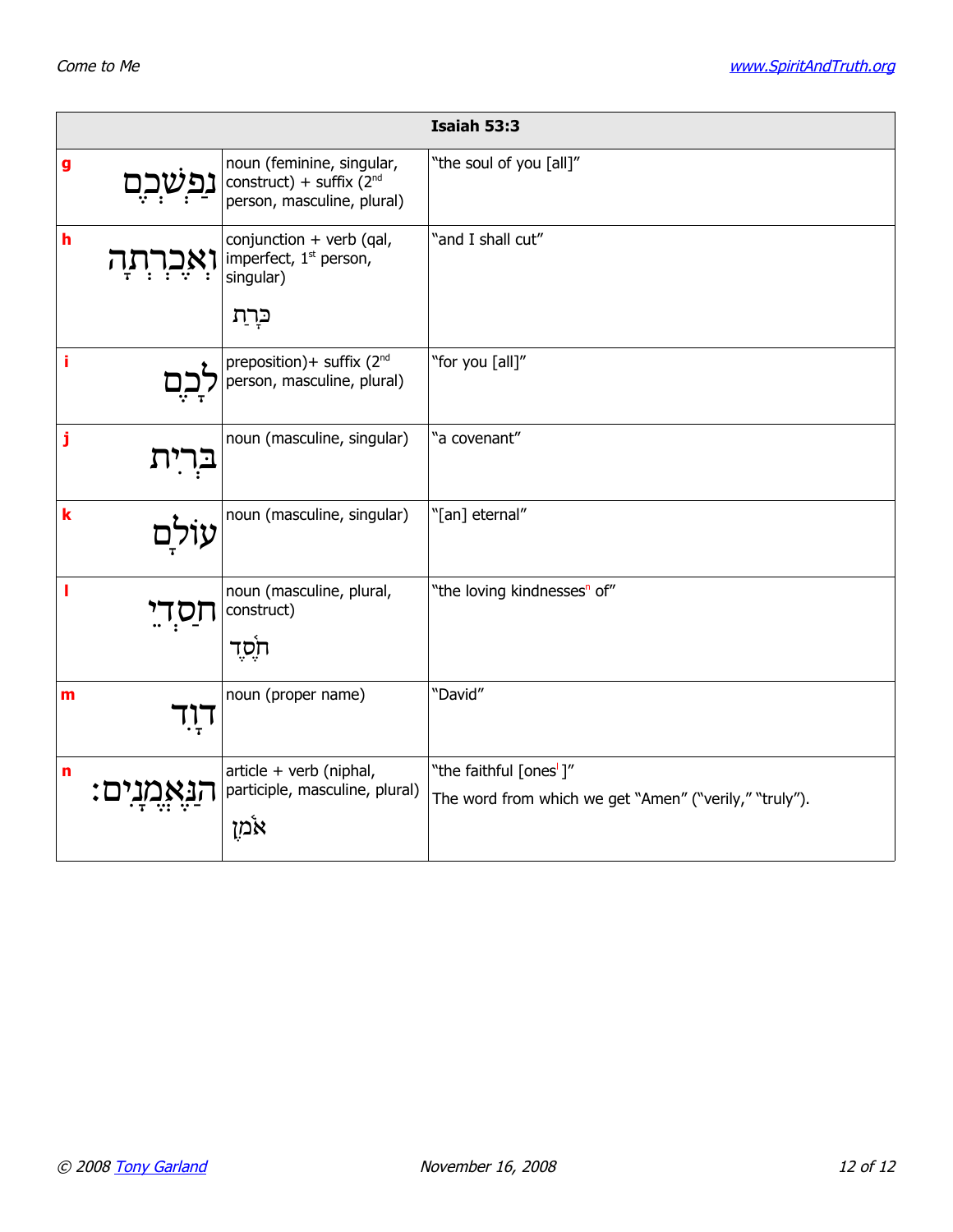| Isaiah 53:3 | | |
|---|---|---|
| **g** נַפְשְׁכֶם | noun (feminine, singular, construct) + suffix (2nd person, masculine, plural) | "the soul of you [all]" |
| **h** וְאֶכְרְתָה | conjunction + verb (qal, imperfect, 1st person, singular) כָּרַת | "and I shall cut" |
| **i** לָכֶם | preposition)+ suffix (2nd person, masculine, plural) | "for you [all]" |
| **j** בְּרִית | noun (masculine, singular) | "a covenant" |
| **k** עוֹלָם | noun (masculine, singular) | "[an] eternal" |
| **l** חַסְדֵי | noun (masculine, plural, construct) חֶסֶד | "the loving kindnesses[n] of" |
| **m** דָוִד | noun (proper name) | "David" |
| **n** הַנֶּאֱמָנִים׃ | article + verb (niphal, participle, masculine, plural) אָמַן | "the faithful [ones[l]]" The word from which we get "Amen" ("verily," "truly"). |